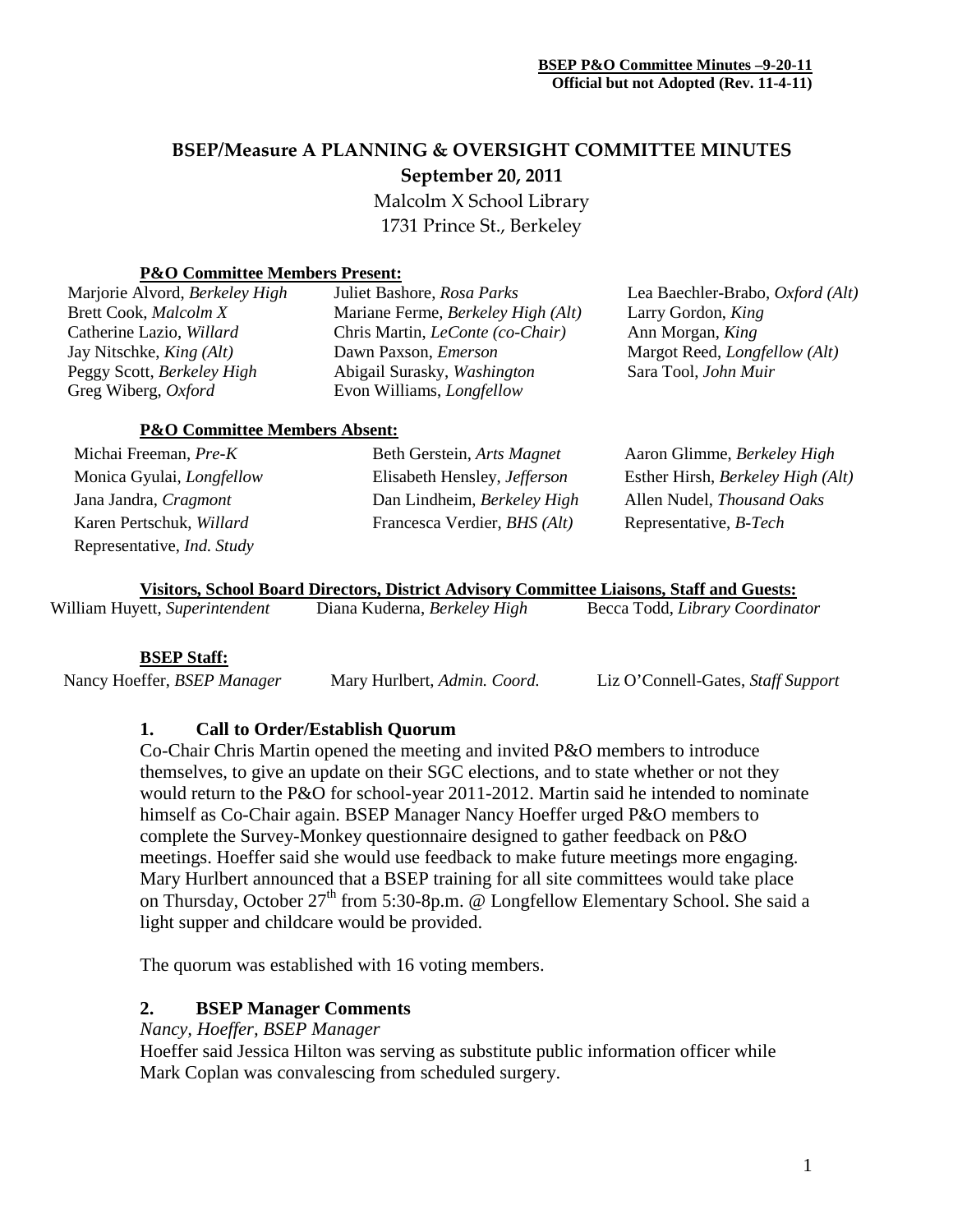**BSEP P&O Committee Minutes –9-20-11**
**Official but not Adopted (Rev. 11-4-11)**

# BSEP/Measure A PLANNING & OVERSIGHT COMMITTEE MINUTES

## September 20, 2011

Malcolm X School Library
1731 Prince St., Berkeley

**P&O Committee Members Present:**

| | | |
|---|---|---|
| Marjorie Alvord, *Berkeley High* | Juliet Bashore, *Rosa Parks* | Lea Baechler-Brabo, *Oxford (Alt)* |
| Brett Cook, *Malcolm X* | Mariane Ferme, *Berkeley High (Alt)* | Larry Gordon, *King* |
| Catherine Lazio, *Willard* | Chris Martin, *LeConte (co-Chair)* | Ann Morgan, *King* |
| Jay Nitschke, *King (Alt)* | Dawn Paxson, *Emerson* | Margot Reed, *Longfellow (Alt)* |
| Peggy Scott, *Berkeley High* | Abigail Surasky, *Washington* | Sara Tool, *John Muir* |
| Greg Wiberg, *Oxford* | Evon Williams, *Longfellow* | |

**P&O Committee Members Absent:**

| | | |
|---|---|---|
| Michai Freeman, *Pre-K* | Beth Gerstein, *Arts Magnet* | Aaron Glimme, *Berkeley High* |
| Monica Gyulai, *Longfellow* | Elisabeth Hensley, *Jefferson* | Esther Hirsh, *Berkeley High (Alt)* |
| Jana Jandra, *Cragmont* | Dan Lindheim, *Berkeley High* | Allen Nudel, *Thousand Oaks* |
| Karen Pertschuk, *Willard* | Francesca Verdier, *BHS (Alt)* | Representative, *B-Tech* |
| Representative, *Ind. Study* | | |

**Visitors, School Board Directors, District Advisory Committee Liaisons, Staff and Guests:**

William Huyett, *Superintendent* &nbsp;&nbsp; Diana Kuderna, *Berkeley High* &nbsp;&nbsp; Becca Todd, *Library Coordinator*

**BSEP Staff:**

Nancy Hoeffer, *BSEP Manager* &nbsp;&nbsp; Mary Hurlbert, *Admin. Coord.* &nbsp;&nbsp; Liz O'Connell-Gates, *Staff Support*

### 1. Call to Order/Establish Quorum

Co-Chair Chris Martin opened the meeting and invited P&O members to introduce themselves, to give an update on their SGC elections, and to state whether or not they would return to the P&O for school-year 2011-2012. Martin said he intended to nominate himself as Co-Chair again. BSEP Manager Nancy Hoeffer urged P&O members to complete the Survey-Monkey questionnaire designed to gather feedback on P&O meetings. Hoeffer said she would use feedback to make future meetings more engaging. Mary Hurlbert announced that a BSEP training for all site committees would take place on Thursday, October 27th from 5:30-8p.m. @ Longfellow Elementary School. She said a light supper and childcare would be provided.

The quorum was established with 16 voting members.

### 2. BSEP Manager Comments

*Nancy, Hoeffer, BSEP Manager*

Hoeffer said Jessica Hilton was serving as substitute public information officer while Mark Coplan was convalescing from scheduled surgery.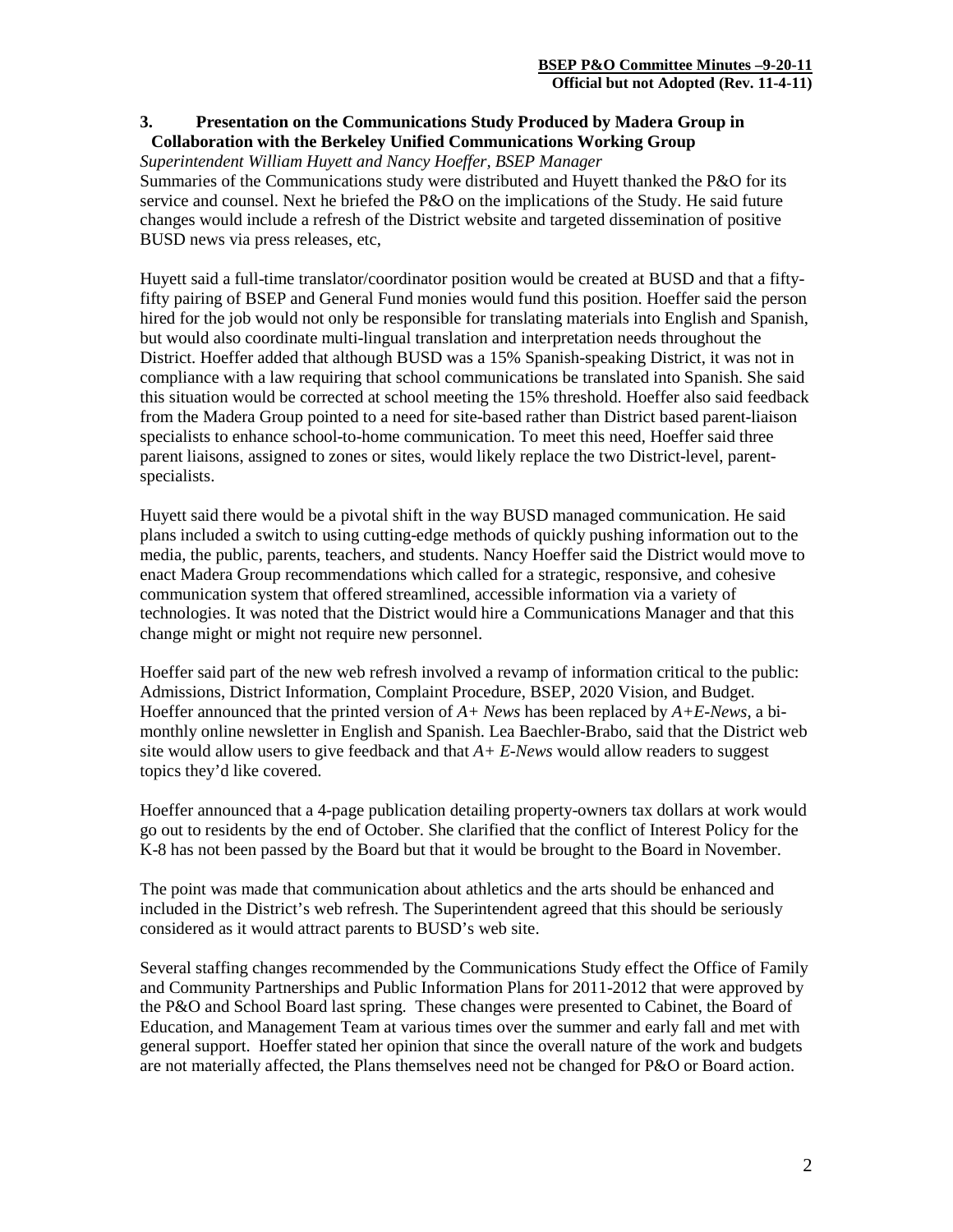### 3. Presentation on the Communications Study Produced by Madera Group in Collaboration with the Berkeley Unified Communications Working Group

*Superintendent William Huyett and Nancy Hoeffer, BSEP Manager*

Summaries of the Communications study were distributed and Huyett thanked the P&O for its service and counsel. Next he briefed the P&O on the implications of the Study. He said future changes would include a refresh of the District website and targeted dissemination of positive BUSD news via press releases, etc,

Huyett said a full-time translator/coordinator position would be created at BUSD and that a fifty-fifty pairing of BSEP and General Fund monies would fund this position. Hoeffer said the person hired for the job would not only be responsible for translating materials into English and Spanish, but would also coordinate multi-lingual translation and interpretation needs throughout the District. Hoeffer added that although BUSD was a 15% Spanish-speaking District, it was not in compliance with a law requiring that school communications be translated into Spanish. She said this situation would be corrected at school meeting the 15% threshold. Hoeffer also said feedback from the Madera Group pointed to a need for site-based rather than District based parent-liaison specialists to enhance school-to-home communication. To meet this need, Hoeffer said three parent liaisons, assigned to zones or sites, would likely replace the two District-level, parent-specialists.

Huyett said there would be a pivotal shift in the way BUSD managed communication. He said plans included a switch to using cutting-edge methods of quickly pushing information out to the media, the public, parents, teachers, and students. Nancy Hoeffer said the District would move to enact Madera Group recommendations which called for a strategic, responsive, and cohesive communication system that offered streamlined, accessible information via a variety of technologies. It was noted that the District would hire a Communications Manager and that this change might or might not require new personnel.

Hoeffer said part of the new web refresh involved a revamp of information critical to the public: Admissions, District Information, Complaint Procedure, BSEP, 2020 Vision, and Budget. Hoeffer announced that the printed version of *A+ News* has been replaced by *A+E-News*, a bi-monthly online newsletter in English and Spanish. Lea Baechler-Brabo, said that the District web site would allow users to give feedback and that *A+ E-News* would allow readers to suggest topics they'd like covered.

Hoeffer announced that a 4-page publication detailing property-owners tax dollars at work would go out to residents by the end of October. She clarified that the conflict of Interest Policy for the K-8 has not been passed by the Board but that it would be brought to the Board in November.

The point was made that communication about athletics and the arts should be enhanced and included in the District's web refresh. The Superintendent agreed that this should be seriously considered as it would attract parents to BUSD's web site.

Several staffing changes recommended by the Communications Study effect the Office of Family and Community Partnerships and Public Information Plans for 2011-2012 that were approved by the P&O and School Board last spring. These changes were presented to Cabinet, the Board of Education, and Management Team at various times over the summer and early fall and met with general support. Hoeffer stated her opinion that since the overall nature of the work and budgets are not materially affected, the Plans themselves need not be changed for P&O or Board action.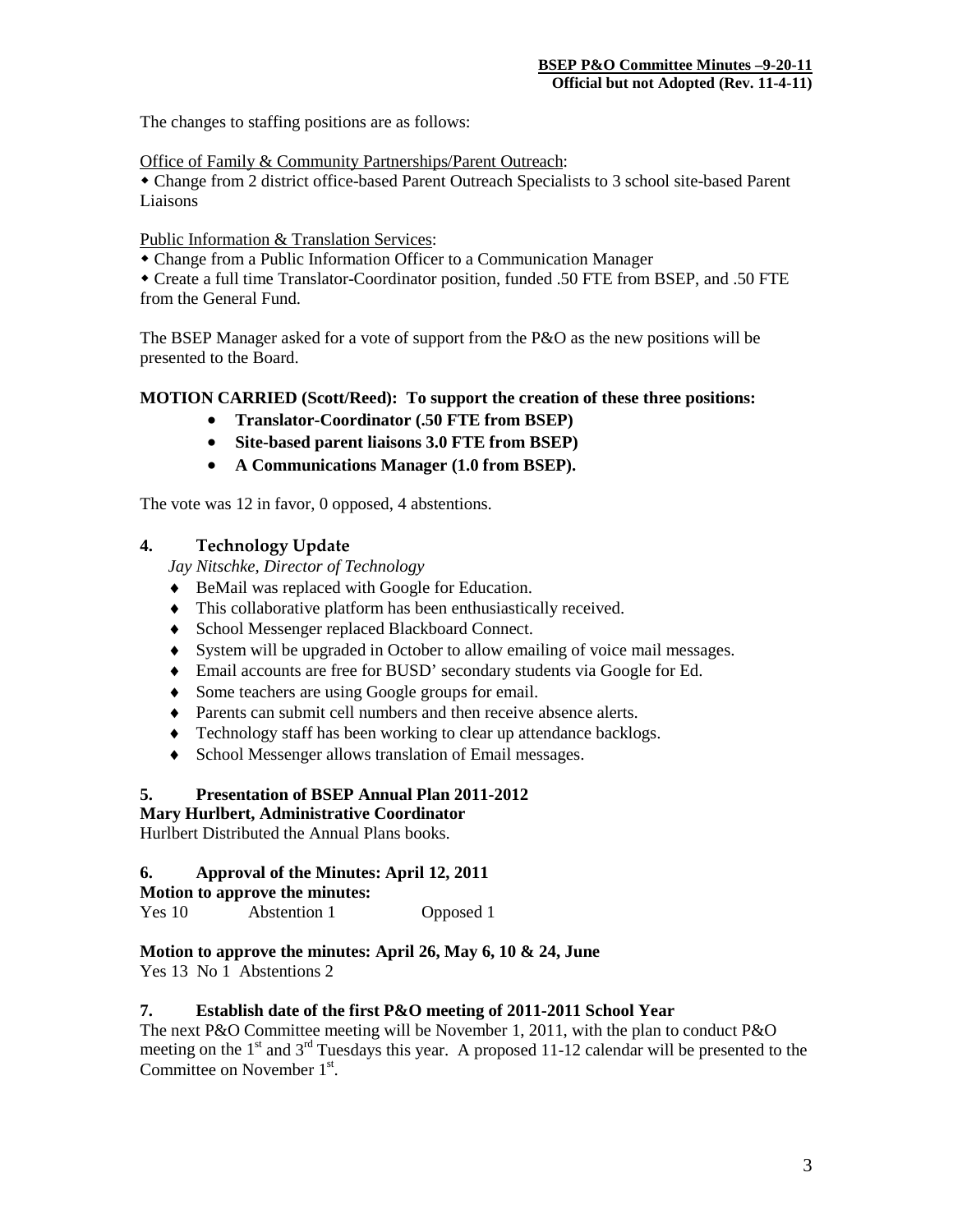The changes to staffing positions are as follows:

Office of Family & Community Partnerships/Parent Outreach:

- Change from 2 district office-based Parent Outreach Specialists to 3 school site-based Parent Liaisons

Public Information & Translation Services:

- Change from a Public Information Officer to a Communication Manager
- Create a full time Translator-Coordinator position, funded .50 FTE from BSEP, and .50 FTE from the General Fund.

The BSEP Manager asked for a vote of support from the P&O as the new positions will be presented to the Board.

**MOTION CARRIED (Scott/Reed): To support the creation of these three positions:**

- **Translator-Coordinator (.50 FTE from BSEP)**
- **Site-based parent liaisons 3.0 FTE from BSEP)**
- **A Communications Manager (1.0 from BSEP).**

The vote was 12 in favor, 0 opposed, 4 abstentions.

## 4. Technology Update

*Jay Nitschke, Director of Technology*

- BeMail was replaced with Google for Education.
- This collaborative platform has been enthusiastically received.
- School Messenger replaced Blackboard Connect.
- System will be upgraded in October to allow emailing of voice mail messages.
- Email accounts are free for BUSD' secondary students via Google for Ed.
- Some teachers are using Google groups for email.
- Parents can submit cell numbers and then receive absence alerts.
- Technology staff has been working to clear up attendance backlogs.
- School Messenger allows translation of Email messages.

## 5. Presentation of BSEP Annual Plan 2011-2012

**Mary Hurlbert, Administrative Coordinator**

Hurlbert Distributed the Annual Plans books.

## 6. Approval of the Minutes: April 12, 2011

**Motion to approve the minutes:**

Yes 10 Abstention 1 Opposed 1

**Motion to approve the minutes: April 26, May 6, 10 & 24, June**

Yes 13 No 1 Abstentions 2

## 7. Establish date of the first P&O meeting of 2011-2011 School Year

The next P&O Committee meeting will be November 1, 2011, with the plan to conduct P&O meeting on the 1st and 3rd Tuesdays this year. A proposed 11-12 calendar will be presented to the Committee on November 1st.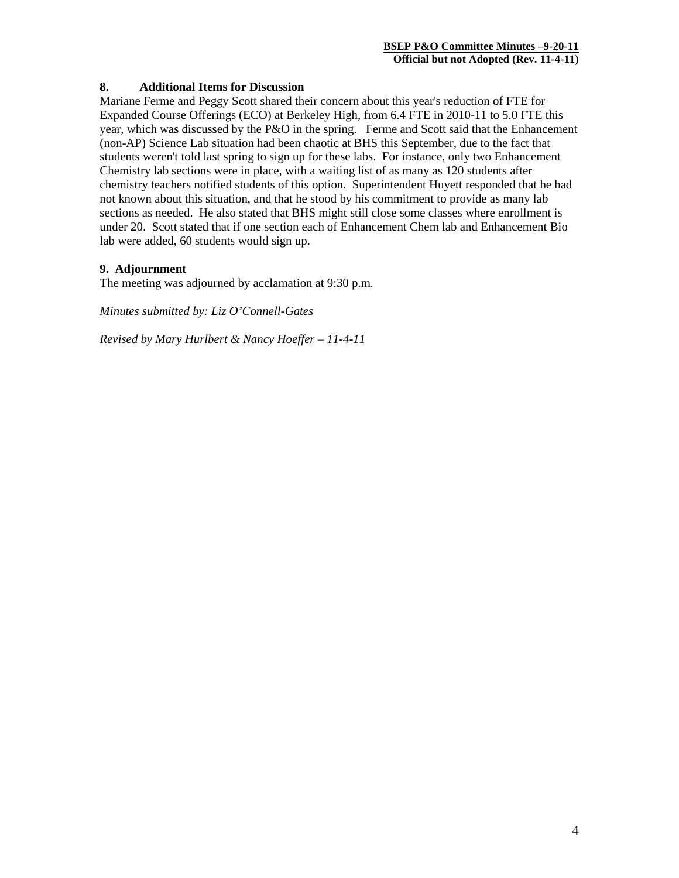## 8. Additional Items for Discussion

Mariane Ferme and Peggy Scott shared their concern about this year's reduction of FTE for Expanded Course Offerings (ECO) at Berkeley High, from 6.4 FTE in 2010-11 to 5.0 FTE this year, which was discussed by the P&O in the spring. Ferme and Scott said that the Enhancement (non-AP) Science Lab situation had been chaotic at BHS this September, due to the fact that students weren't told last spring to sign up for these labs. For instance, only two Enhancement Chemistry lab sections were in place, with a waiting list of as many as 120 students after chemistry teachers notified students of this option. Superintendent Huyett responded that he had not known about this situation, and that he stood by his commitment to provide as many lab sections as needed. He also stated that BHS might still close some classes where enrollment is under 20. Scott stated that if one section each of Enhancement Chem lab and Enhancement Bio lab were added, 60 students would sign up.

## 9. Adjournment

The meeting was adjourned by acclamation at 9:30 p.m.

*Minutes submitted by: Liz O'Connell-Gates*

*Revised by Mary Hurlbert & Nancy Hoeffer – 11-4-11*